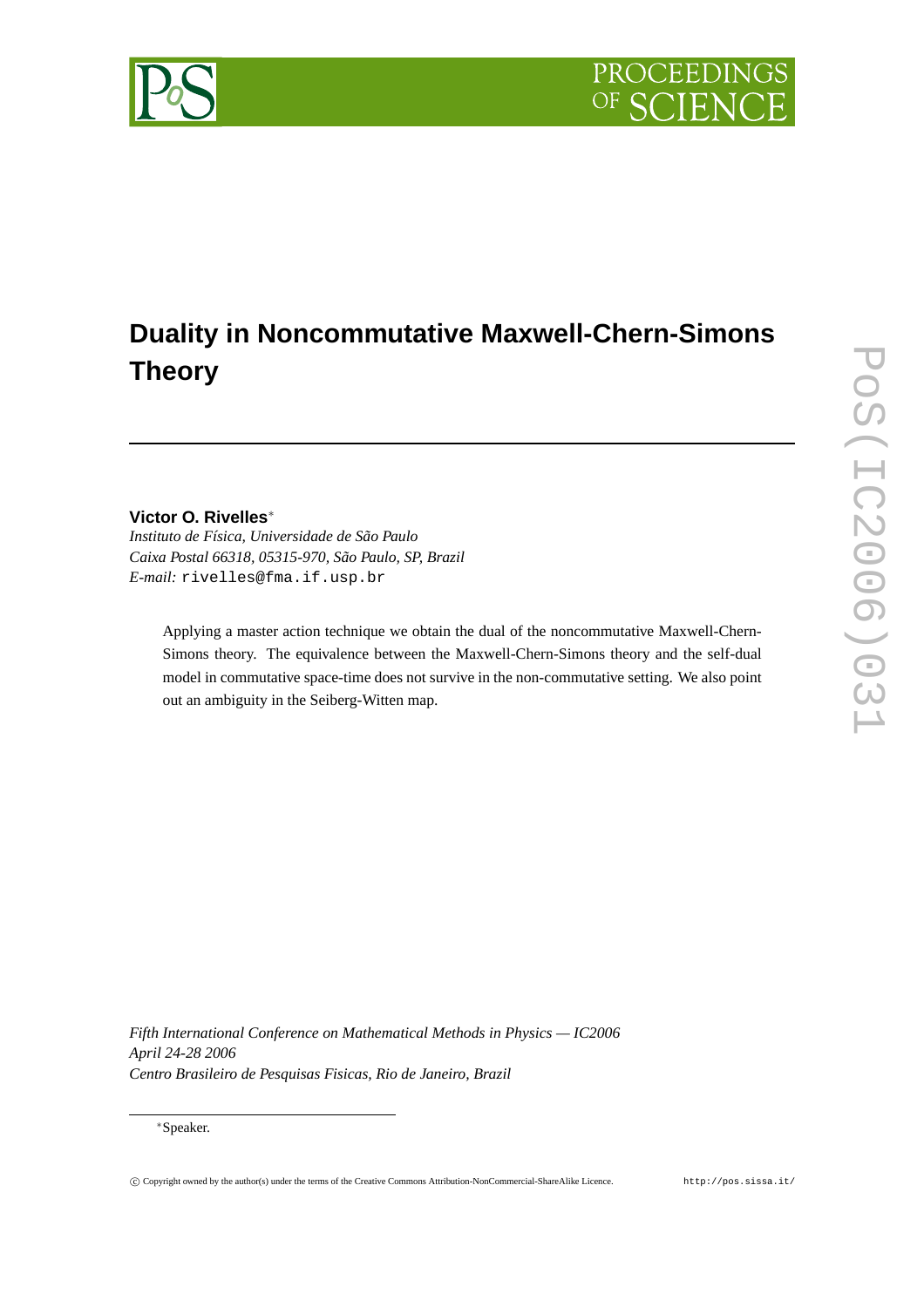# Duality in Noncommutative Maxwell-Chern-Simons Theory

**Victor O. Rivelles**[*]

*Instituto de Física, Universidade de São Paulo*
*Caixa Postal 66318, 05315-970, São Paulo, SP, Brazil*
*E-mail:* `rivelles@fma.if.usp.br`

Applying a master action technique we obtain the dual of the noncommutative Maxwell-Chern-Simons theory. The equivalence between the Maxwell-Chern-Simons theory and the self-dual model in commutative space-time does not survive in the non-commutative setting. We also point out an ambiguity in the Seiberg-Witten map.

*Fifth International Conference on Mathematical Methods in Physics — IC2006*
*April 24-28 2006*
*Centro Brasileiro de Pesquisas Fisicas, Rio de Janeiro, Brazil*

[*]Speaker.

© Copyright owned by the author(s) under the terms of the Creative Commons Attribution-NonCommercial-ShareAlike Licence. http://pos.sissa.it/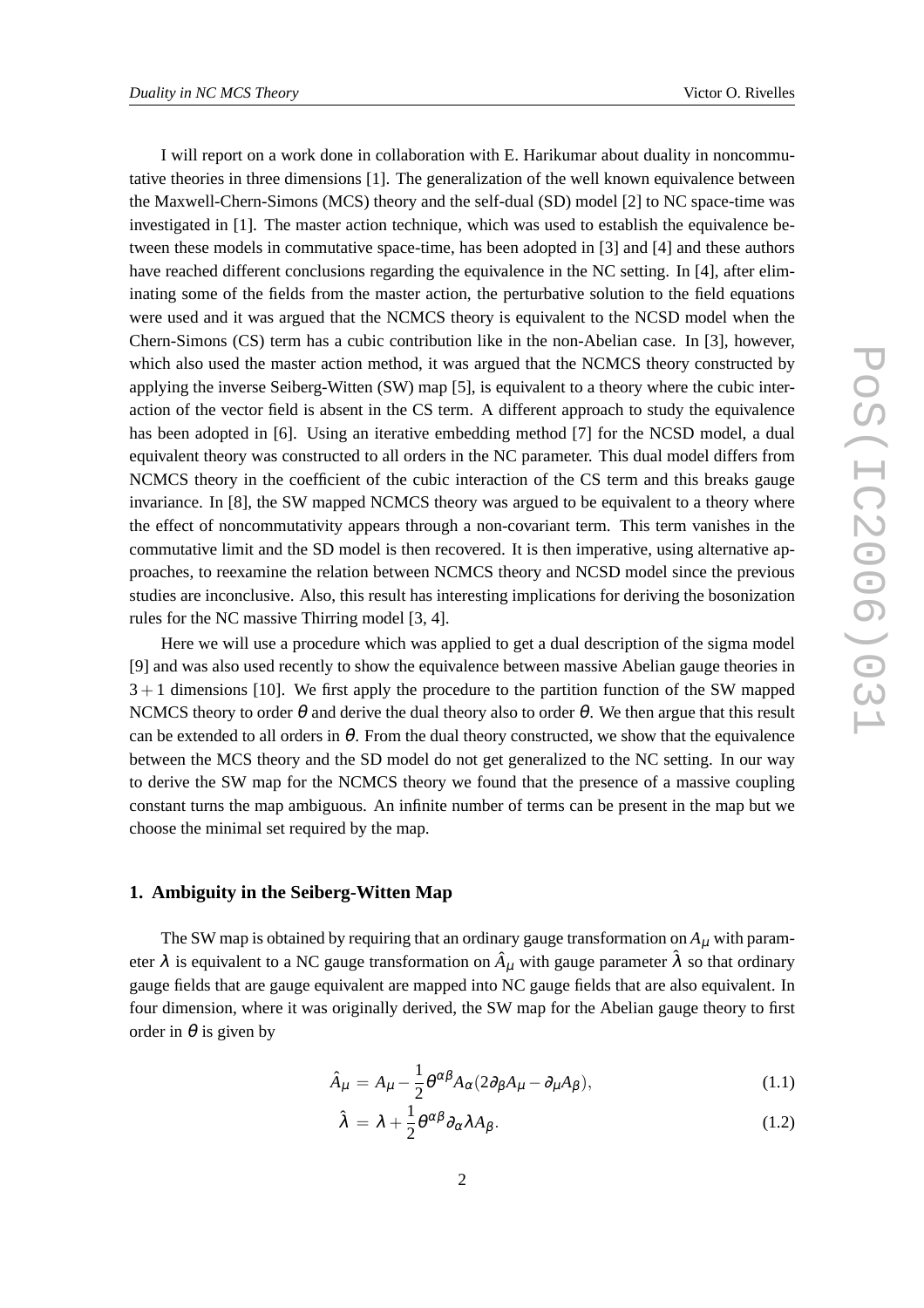I will report on a work done in collaboration with E. Harikumar about duality in noncommutative theories in three dimensions [1]. The generalization of the well known equivalence between the Maxwell-Chern-Simons (MCS) theory and the self-dual (SD) model [2] to NC space-time was investigated in [1]. The master action technique, which was used to establish the equivalence between these models in commutative space-time, has been adopted in [3] and [4] and these authors have reached different conclusions regarding the equivalence in the NC setting. In [4], after eliminating some of the fields from the master action, the perturbative solution to the field equations were used and it was argued that the NCMCS theory is equivalent to the NCSD model when the Chern-Simons (CS) term has a cubic contribution like in the non-Abelian case. In [3], however, which also used the master action method, it was argued that the NCMCS theory constructed by applying the inverse Seiberg-Witten (SW) map [5], is equivalent to a theory where the cubic interaction of the vector field is absent in the CS term. A different approach to study the equivalence has been adopted in [6]. Using an iterative embedding method [7] for the NCSD model, a dual equivalent theory was constructed to all orders in the NC parameter. This dual model differs from NCMCS theory in the coefficient of the cubic interaction of the CS term and this breaks gauge invariance. In [8], the SW mapped NCMCS theory was argued to be equivalent to a theory where the effect of noncommutativity appears through a non-covariant term. This term vanishes in the commutative limit and the SD model is then recovered. It is then imperative, using alternative approaches, to reexamine the relation between NCMCS theory and NCSD model since the previous studies are inconclusive. Also, this result has interesting implications for deriving the bosonization rules for the NC massive Thirring model [3, 4].

Here we will use a procedure which was applied to get a dual description of the sigma model [9] and was also used recently to show the equivalence between massive Abelian gauge theories in $3+1$ dimensions [10]. We first apply the procedure to the partition function of the SW mapped NCMCS theory to order $\theta$ and derive the dual theory also to order $\theta$. We then argue that this result can be extended to all orders in $\theta$. From the dual theory constructed, we show that the equivalence between the MCS theory and the SD model do not get generalized to the NC setting. In our way to derive the SW map for the NCMCS theory we found that the presence of a massive coupling constant turns the map ambiguous. An infinite number of terms can be present in the map but we choose the minimal set required by the map.

## 1. Ambiguity in the Seiberg-Witten Map

The SW map is obtained by requiring that an ordinary gauge transformation on $A_\mu$ with parameter $\lambda$ is equivalent to a NC gauge transformation on $\hat{A}_\mu$ with gauge parameter $\hat{\lambda}$ so that ordinary gauge fields that are gauge equivalent are mapped into NC gauge fields that are also equivalent. In four dimension, where it was originally derived, the SW map for the Abelian gauge theory to first order in $\theta$ is given by

$$\hat{A}_\mu = A_\mu - \frac{1}{2}\theta^{\alpha\beta}A_\alpha(2\partial_\beta A_\mu - \partial_\mu A_\beta), \tag{1.1}$$

$$\hat{\lambda} = \lambda + \frac{1}{2}\theta^{\alpha\beta}\partial_\alpha \lambda A_\beta. \tag{1.2}$$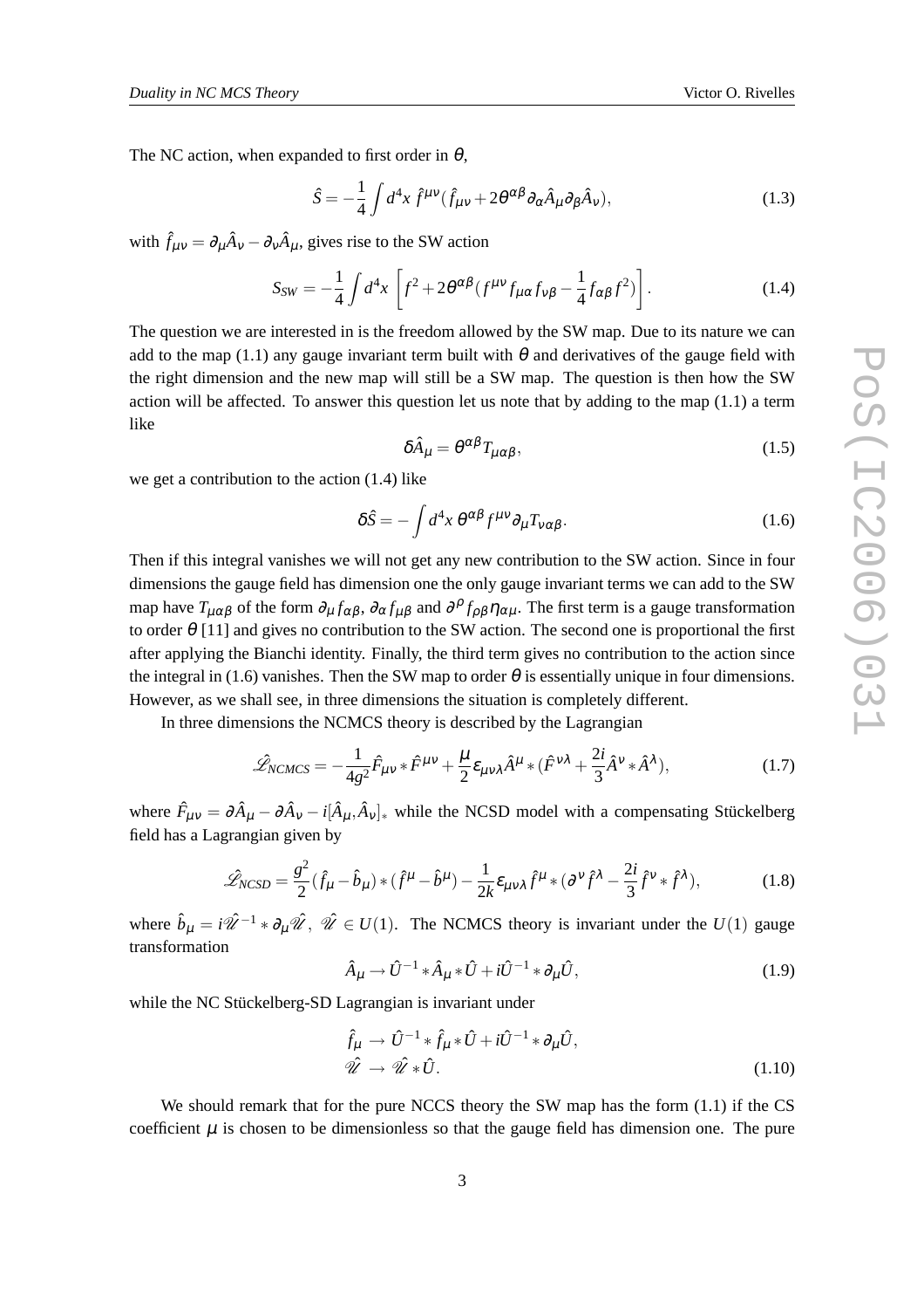The NC action, when expanded to first order in $\theta$,

$$\hat{S} = -\frac{1}{4}\int d^4x \; \hat{f}^{\mu\nu}(\hat{f}_{\mu\nu} + 2\theta^{\alpha\beta}\partial_\alpha \hat{A}_\mu \partial_\beta \hat{A}_\nu), \tag{1.3}$$

with $\hat{f}_{\mu\nu} = \partial_\mu \hat{A}_\nu - \partial_\nu \hat{A}_\mu$, gives rise to the SW action

$$S_{SW} = -\frac{1}{4}\int d^4x \; \left[ f^2 + 2\theta^{\alpha\beta}(f^{\mu\nu} f_{\mu\alpha} f_{\nu\beta} - \frac{1}{4} f_{\alpha\beta} f^2)\right]. \tag{1.4}$$

The question we are interested in is the freedom allowed by the SW map. Due to its nature we can add to the map (1.1) any gauge invariant term built with $\theta$ and derivatives of the gauge field with the right dimension and the new map will still be a SW map. The question is then how the SW action will be affected. To answer this question let us note that by adding to the map (1.1) a term like

$$\delta \hat{A}_\mu = \theta^{\alpha\beta} T_{\mu\alpha\beta}, \tag{1.5}$$

we get a contribution to the action (1.4) like

$$\delta \hat{S} = -\int d^4x \; \theta^{\alpha\beta} f^{\mu\nu} \partial_\mu T_{\nu\alpha\beta}. \tag{1.6}$$

Then if this integral vanishes we will not get any new contribution to the SW action. Since in four dimensions the gauge field has dimension one the only gauge invariant terms we can add to the SW map have $T_{\mu\alpha\beta}$ of the form $\partial_\mu f_{\alpha\beta}$, $\partial_\alpha f_{\mu\beta}$ and $\partial^\rho f_{\rho\beta}\eta_{\alpha\mu}$. The first term is a gauge transformation to order $\theta$ [11] and gives no contribution to the SW action. The second one is proportional the first after applying the Bianchi identity. Finally, the third term gives no contribution to the action since the integral in (1.6) vanishes. Then the SW map to order $\theta$ is essentially unique in four dimensions. However, as we shall see, in three dimensions the situation is completely different.

In three dimensions the NCMCS theory is described by the Lagrangian

$$\hat{\mathscr{L}}_{NCMCS} = -\frac{1}{4g^2}\hat{F}_{\mu\nu} * \hat{F}^{\mu\nu} + \frac{\mu}{2}\varepsilon_{\mu\nu\lambda}\hat{A}^\mu * (\hat{F}^{\nu\lambda} + \frac{2i}{3}\hat{A}^\nu * \hat{A}^\lambda), \tag{1.7}$$

where $\hat{F}_{\mu\nu} = \partial\hat{A}_\mu - \partial\hat{A}_\nu - i[\hat{A}_\mu, \hat{A}_\nu]_*$ while the NCSD model with a compensating Stückelberg field has a Lagrangian given by

$$\hat{\mathscr{L}}_{NCSD} = \frac{g^2}{2}(\hat{f}_\mu - \hat{b}_\mu) * (\hat{f}^\mu - \hat{b}^\mu) - \frac{1}{2k}\varepsilon_{\mu\nu\lambda}\hat{f}^\mu * (\partial^\nu \hat{f}^\lambda - \frac{2i}{3}\hat{f}^\nu * \hat{f}^\lambda), \tag{1.8}$$

where $\hat{b}_\mu = i\hat{\mathscr{U}}^{-1} * \partial_\mu \hat{\mathscr{U}}$, $\hat{\mathscr{U}} \in U(1)$. The NCMCS theory is invariant under the $U(1)$ gauge transformation

$$\hat{A}_\mu \to \hat{U}^{-1} * \hat{A}_\mu * \hat{U} + i\hat{U}^{-1} * \partial_\mu \hat{U}, \tag{1.9}$$

while the NC Stückelberg-SD Lagrangian is invariant under

$$\begin{aligned} \hat{f}_\mu &\to \hat{U}^{-1} * \hat{f}_\mu * \hat{U} + i\hat{U}^{-1} * \partial_\mu \hat{U}, \\ \hat{\mathscr{U}} &\to \hat{\mathscr{U}} * \hat{U}. \end{aligned} \tag{1.10}$$

We should remark that for the pure NCCS theory the SW map has the form (1.1) if the CS coefficient $\mu$ is chosen to be dimensionless so that the gauge field has dimension one. The pure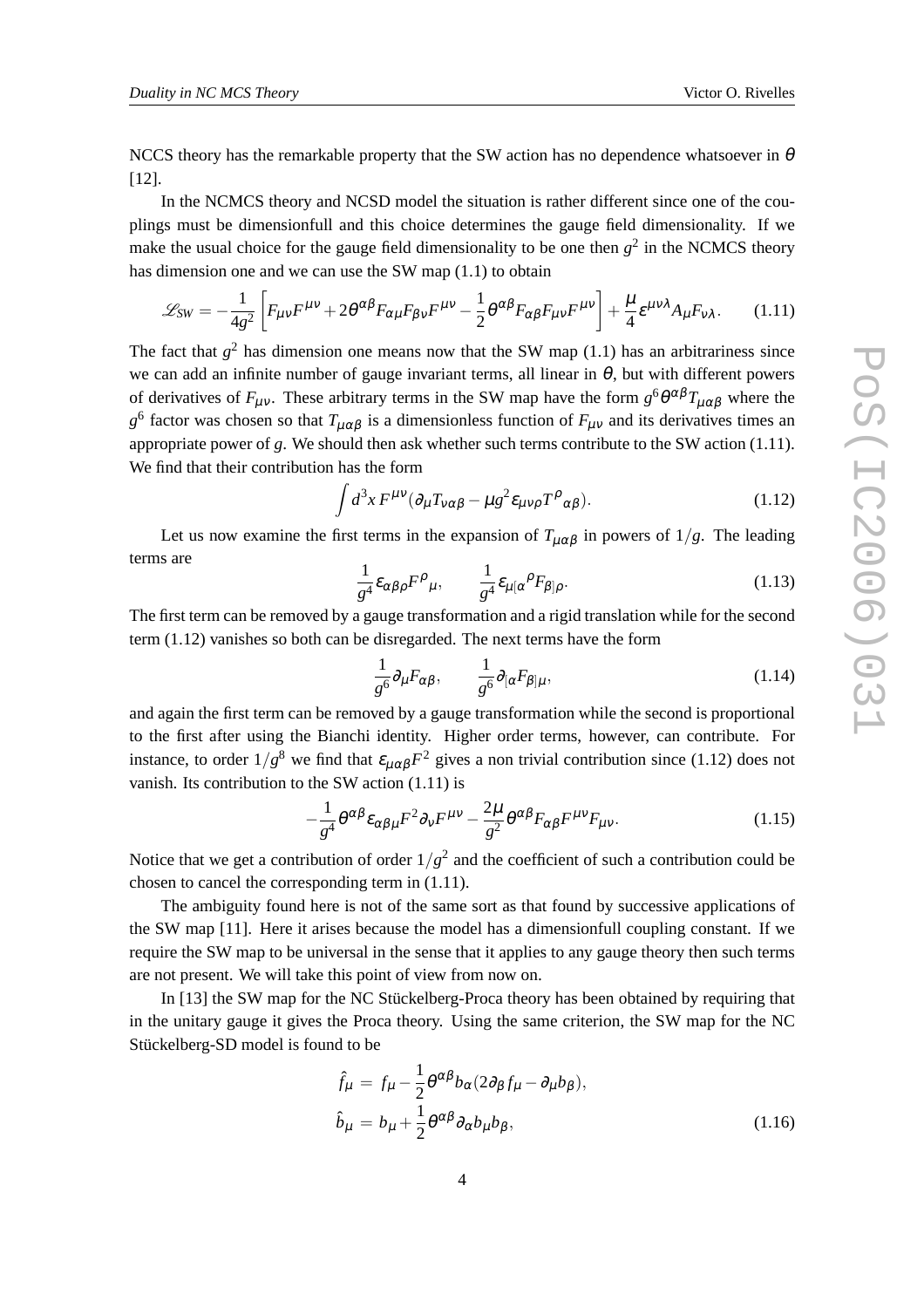NCCS theory has the remarkable property that the SW action has no dependence whatsoever in $\theta$ [12].

In the NCMCS theory and NCSD model the situation is rather different since one of the couplings must be dimensionfull and this choice determines the gauge field dimensionality. If we make the usual choice for the gauge field dimensionality to be one then $g^2$ in the NCMCS theory has dimension one and we can use the SW map (1.1) to obtain

$$\mathscr{L}_{SW} = -\frac{1}{4g^2}\left[F_{\mu\nu}F^{\mu\nu} + 2\theta^{\alpha\beta}F_{\alpha\mu}F_{\beta\nu}F^{\mu\nu} - \frac{1}{2}\theta^{\alpha\beta}F_{\alpha\beta}F_{\mu\nu}F^{\mu\nu}\right] + \frac{\mu}{4}\varepsilon^{\mu\nu\lambda}A_{\mu}F_{\nu\lambda}. \tag{1.11}$$

The fact that $g^2$ has dimension one means now that the SW map (1.1) has an arbitrariness since we can add an infinite number of gauge invariant terms, all linear in $\theta$, but with different powers of derivatives of $F_{\mu\nu}$. These arbitrary terms in the SW map have the form $g^6\theta^{\alpha\beta}T_{\mu\alpha\beta}$ where the $g^6$ factor was chosen so that $T_{\mu\alpha\beta}$ is a dimensionless function of $F_{\mu\nu}$ and its derivatives times an appropriate power of $g$. We should then ask whether such terms contribute to the SW action (1.11). We find that their contribution has the form

$$\int d^3x\, F^{\mu\nu}(\partial_\mu T_{\nu\alpha\beta} - \mu g^2 \varepsilon_{\mu\nu\rho}T^{\rho}{}_{\alpha\beta}). \tag{1.12}$$

Let us now examine the first terms in the expansion of $T_{\mu\alpha\beta}$ in powers of $1/g$. The leading terms are

$$\frac{1}{g^4}\varepsilon_{\alpha\beta\rho}F^{\rho}{}_{\mu}, \qquad \frac{1}{g^4}\varepsilon_{\mu[\alpha}{}^{\rho}F_{\beta]\rho}. \tag{1.13}$$

The first term can be removed by a gauge transformation and a rigid translation while for the second term (1.12) vanishes so both can be disregarded. The next terms have the form

$$\frac{1}{g^6}\partial_\mu F_{\alpha\beta}, \qquad \frac{1}{g^6}\partial_{[\alpha}F_{\beta]\mu}, \tag{1.14}$$

and again the first term can be removed by a gauge transformation while the second is proportional to the first after using the Bianchi identity. Higher order terms, however, can contribute. For instance, to order $1/g^8$ we find that $\varepsilon_{\mu\alpha\beta}F^2$ gives a non trivial contribution since (1.12) does not vanish. Its contribution to the SW action (1.11) is

$$-\frac{1}{g^4}\theta^{\alpha\beta}\varepsilon_{\alpha\beta\mu}F^2\partial_\nu F^{\mu\nu} - \frac{2\mu}{g^2}\theta^{\alpha\beta}F_{\alpha\beta}F^{\mu\nu}F_{\mu\nu}. \tag{1.15}$$

Notice that we get a contribution of order $1/g^2$ and the coefficient of such a contribution could be chosen to cancel the corresponding term in (1.11).

The ambiguity found here is not of the same sort as that found by successive applications of the SW map [11]. Here it arises because the model has a dimensionfull coupling constant. If we require the SW map to be universal in the sense that it applies to any gauge theory then such terms are not present. We will take this point of view from now on.

In [13] the SW map for the NC Stückelberg-Proca theory has been obtained by requiring that in the unitary gauge it gives the Proca theory. Using the same criterion, the SW map for the NC Stückelberg-SD model is found to be

$$\begin{aligned}
\hat{f}_\mu &= f_\mu - \frac{1}{2}\theta^{\alpha\beta}b_\alpha(2\partial_\beta f_\mu - \partial_\mu b_\beta), \\
\hat{b}_\mu &= b_\mu + \frac{1}{2}\theta^{\alpha\beta}\partial_\alpha b_\mu b_\beta,
\end{aligned} \tag{1.16}$$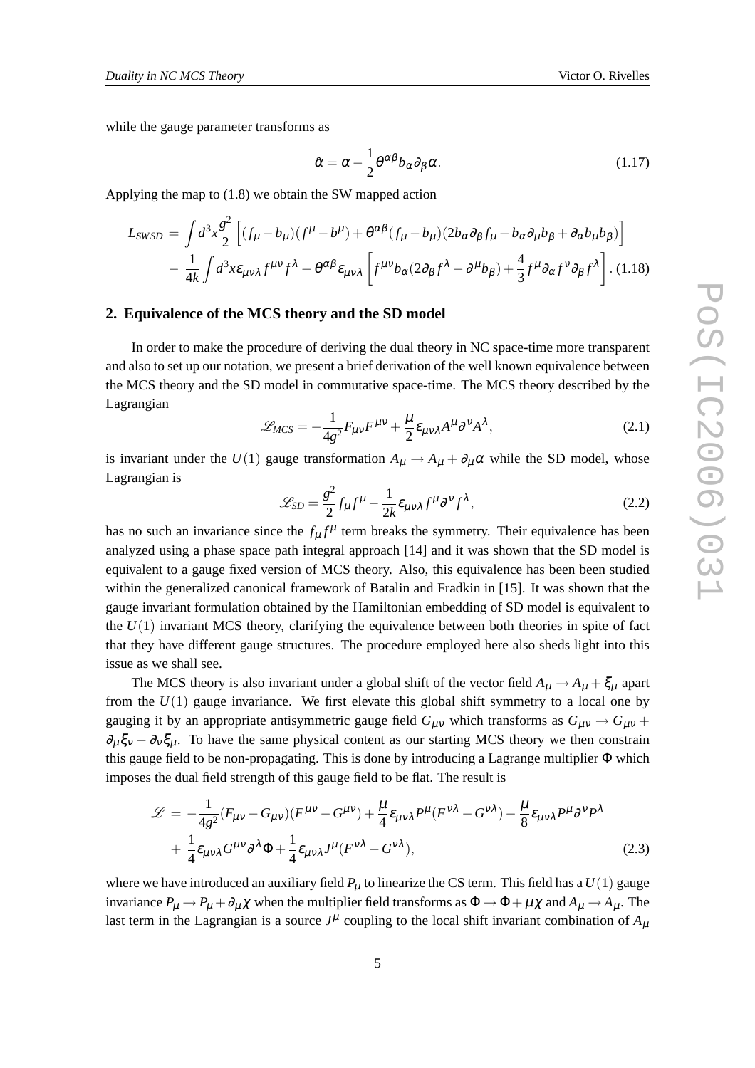while the gauge parameter transforms as

$$\hat{\alpha} = \alpha - \frac{1}{2}\theta^{\alpha\beta} b_\alpha \partial_\beta \alpha. \tag{1.17}$$

Applying the map to (1.8) we obtain the SW mapped action

$$\begin{aligned} L_{SWSD} \,=\, & \int d^3x \frac{g^2}{2}\left[(f_\mu - b_\mu)(f^\mu - b^\mu) + \theta^{\alpha\beta}(f_\mu - b_\mu)(2b_\alpha \partial_\beta f_\mu - b_\alpha \partial_\mu b_\beta + \partial_\alpha b_\mu b_\beta)\right] \\ & - \frac{1}{4k}\int d^3x \varepsilon_{\mu\nu\lambda} f^{\mu\nu} f^\lambda - \theta^{\alpha\beta}\varepsilon_{\mu\nu\lambda}\left[f^{\mu\nu} b_\alpha (2\partial_\beta f^\lambda - \partial^\mu b_\beta) + \frac{4}{3} f^\mu \partial_\alpha f^\nu \partial_\beta f^\lambda\right]. \end{aligned} \tag{1.18}$$

## 2. Equivalence of the MCS theory and the SD model

In order to make the procedure of deriving the dual theory in NC space-time more transparent and also to set up our notation, we present a brief derivation of the well known equivalence between the MCS theory and the SD model in commutative space-time. The MCS theory described by the Lagrangian

$$\mathscr{L}_{MCS} = -\frac{1}{4g^2} F_{\mu\nu} F^{\mu\nu} + \frac{\mu}{2}\varepsilon_{\mu\nu\lambda} A^\mu \partial^\nu A^\lambda, \tag{2.1}$$

is invariant under the $U(1)$ gauge transformation $A_\mu \to A_\mu + \partial_\mu \alpha$ while the SD model, whose Lagrangian is

$$\mathscr{L}_{SD} = \frac{g^2}{2} f_\mu f^\mu - \frac{1}{2k}\varepsilon_{\mu\nu\lambda} f^\mu \partial^\nu f^\lambda, \tag{2.2}$$

has no such an invariance since the $f_\mu f^\mu$ term breaks the symmetry. Their equivalence has been analyzed using a phase space path integral approach [14] and it was shown that the SD model is equivalent to a gauge fixed version of MCS theory. Also, this equivalence has been been studied within the generalized canonical framework of Batalin and Fradkin in [15]. It was shown that the gauge invariant formulation obtained by the Hamiltonian embedding of SD model is equivalent to the $U(1)$ invariant MCS theory, clarifying the equivalence between both theories in spite of fact that they have different gauge structures. The procedure employed here also sheds light into this issue as we shall see.

The MCS theory is also invariant under a global shift of the vector field $A_\mu \to A_\mu + \xi_\mu$ apart from the $U(1)$ gauge invariance. We first elevate this global shift symmetry to a local one by gauging it by an appropriate antisymmetric gauge field $G_{\mu\nu}$ which transforms as $G_{\mu\nu} \to G_{\mu\nu} + \partial_\mu \xi_\nu - \partial_\nu \xi_\mu$. To have the same physical content as our starting MCS theory we then constrain this gauge field to be non-propagating. This is done by introducing a Lagrange multiplier $\Phi$ which imposes the dual field strength of this gauge field to be flat. The result is

$$\begin{aligned} \mathscr{L} \,=\, & -\frac{1}{4g^2}(F_{\mu\nu} - G_{\mu\nu})(F^{\mu\nu} - G^{\mu\nu}) + \frac{\mu}{4}\varepsilon_{\mu\nu\lambda} P^\mu (F^{\nu\lambda} - G^{\nu\lambda}) - \frac{\mu}{8}\varepsilon_{\mu\nu\lambda} P^\mu \partial^\nu P^\lambda \\ & + \frac{1}{4}\varepsilon_{\mu\nu\lambda} G^{\mu\nu}\partial^\lambda \Phi + \frac{1}{4}\varepsilon_{\mu\nu\lambda} J^\mu (F^{\nu\lambda} - G^{\nu\lambda}), \end{aligned} \tag{2.3}$$

where we have introduced an auxiliary field $P_\mu$ to linearize the CS term. This field has a $U(1)$ gauge invariance $P_\mu \to P_\mu + \partial_\mu \chi$ when the multiplier field transforms as $\Phi \to \Phi + \mu\chi$ and $A_\mu \to A_\mu$. The last term in the Lagrangian is a source $J^\mu$ coupling to the local shift invariant combination of $A_\mu$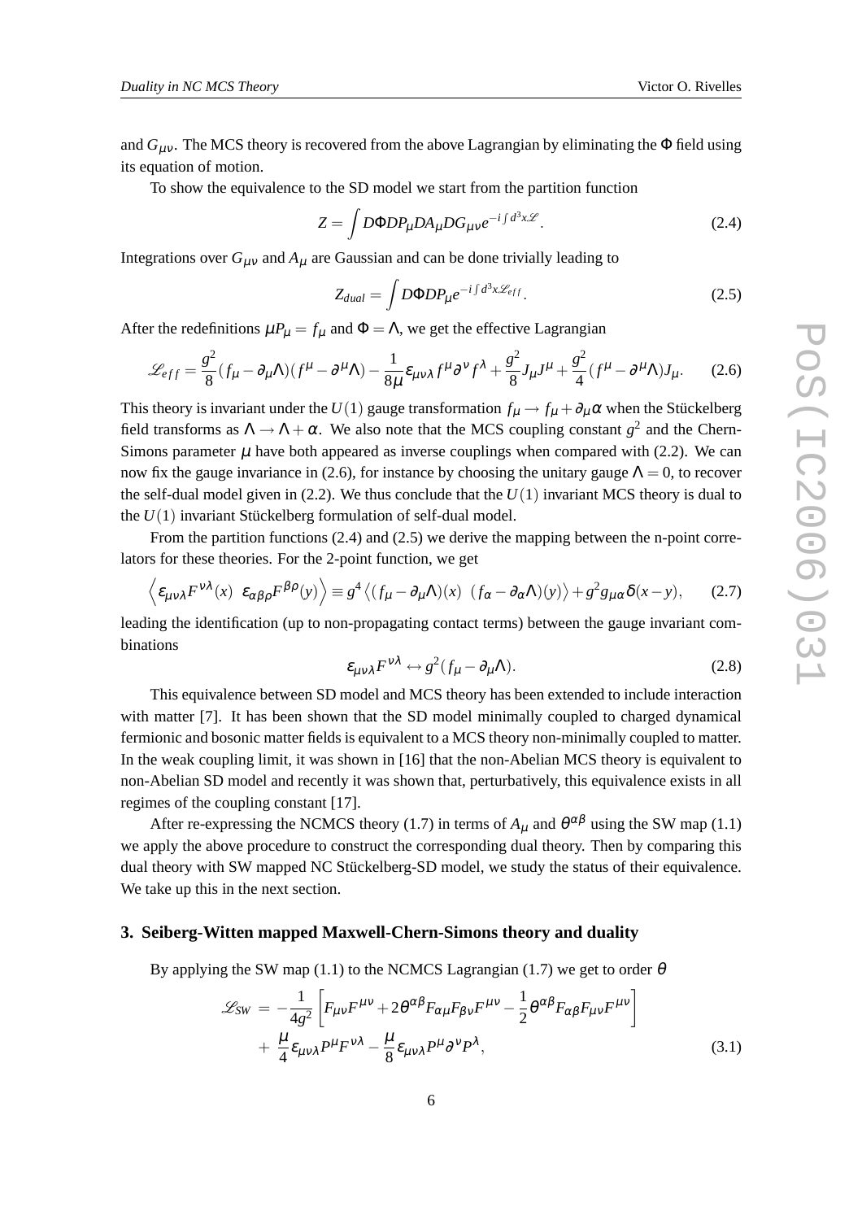and $G_{\mu\nu}$. The MCS theory is recovered from the above Lagrangian by eliminating the $\Phi$ field using its equation of motion.

To show the equivalence to the SD model we start from the partition function

$$Z = \int D\Phi DP_\mu DA_\mu DG_{\mu\nu} e^{-i\int d^3x \mathscr{L}}. \tag{2.4}$$

Integrations over $G_{\mu\nu}$ and $A_\mu$ are Gaussian and can be done trivially leading to

$$Z_{dual} = \int D\Phi DP_\mu e^{-i\int d^3x \mathscr{L}_{eff}}. \tag{2.5}$$

After the redefinitions $\mu P_\mu = f_\mu$ and $\Phi = \Lambda$, we get the effective Lagrangian

$$\mathscr{L}_{eff} = \frac{g^2}{8}(f_\mu - \partial_\mu \Lambda)(f^\mu - \partial^\mu \Lambda) - \frac{1}{8\mu}\varepsilon_{\mu\nu\lambda} f^\mu \partial^\nu f^\lambda + \frac{g^2}{8} J_\mu J^\mu + \frac{g^2}{4}(f^\mu - \partial^\mu \Lambda) J_\mu. \tag{2.6}$$

This theory is invariant under the $U(1)$ gauge transformation $f_\mu \to f_\mu + \partial_\mu \alpha$ when the Stückelberg field transforms as $\Lambda \to \Lambda + \alpha$. We also note that the MCS coupling constant $g^2$ and the Chern-Simons parameter $\mu$ have both appeared as inverse couplings when compared with (2.2). We can now fix the gauge invariance in (2.6), for instance by choosing the unitary gauge $\Lambda = 0$, to recover the self-dual model given in (2.2). We thus conclude that the $U(1)$ invariant MCS theory is dual to the $U(1)$ invariant Stückelberg formulation of self-dual model.

From the partition functions (2.4) and (2.5) we derive the mapping between the n-point correlators for these theories. For the 2-point function, we get

$$\left\langle \varepsilon_{\mu\nu\lambda} F^{\nu\lambda}(x) \;\; \varepsilon_{\alpha\beta\rho} F^{\beta\rho}(y) \right\rangle \equiv g^4 \left\langle (f_\mu - \partial_\mu \Lambda)(x) \;\; (f_\alpha - \partial_\alpha \Lambda)(y) \right\rangle + g^2 g_{\mu\alpha} \delta(x-y), \tag{2.7}$$

leading the identification (up to non-propagating contact terms) between the gauge invariant combinations

$$\varepsilon_{\mu\nu\lambda} F^{\nu\lambda} \leftrightarrow g^2 (f_\mu - \partial_\mu \Lambda). \tag{2.8}$$

This equivalence between SD model and MCS theory has been extended to include interaction with matter [7]. It has been shown that the SD model minimally coupled to charged dynamical fermionic and bosonic matter fields is equivalent to a MCS theory non-minimally coupled to matter. In the weak coupling limit, it was shown in [16] that the non-Abelian MCS theory is equivalent to non-Abelian SD model and recently it was shown that, perturbatively, this equivalence exists in all regimes of the coupling constant [17].

After re-expressing the NCMCS theory (1.7) in terms of $A_\mu$ and $\theta^{\alpha\beta}$ using the SW map (1.1) we apply the above procedure to construct the corresponding dual theory. Then by comparing this dual theory with SW mapped NC Stückelberg-SD model, we study the status of their equivalence. We take up this in the next section.

## 3. Seiberg-Witten mapped Maxwell-Chern-Simons theory and duality

By applying the SW map (1.1) to the NCMCS Lagrangian (1.7) we get to order $\theta$

$$\begin{aligned}\mathscr{L}_{SW} \; &= \; -\frac{1}{4g^2}\left[ F_{\mu\nu}F^{\mu\nu} + 2\theta^{\alpha\beta} F_{\alpha\mu} F_{\beta\nu} F^{\mu\nu} - \frac{1}{2}\theta^{\alpha\beta} F_{\alpha\beta} F_{\mu\nu} F^{\mu\nu} \right] \\ &+ \; \frac{\mu}{4}\varepsilon_{\mu\nu\lambda} P^\mu F^{\nu\lambda} - \frac{\mu}{8}\varepsilon_{\mu\nu\lambda} P^\mu \partial^\nu P^\lambda,\end{aligned} \tag{3.1}$$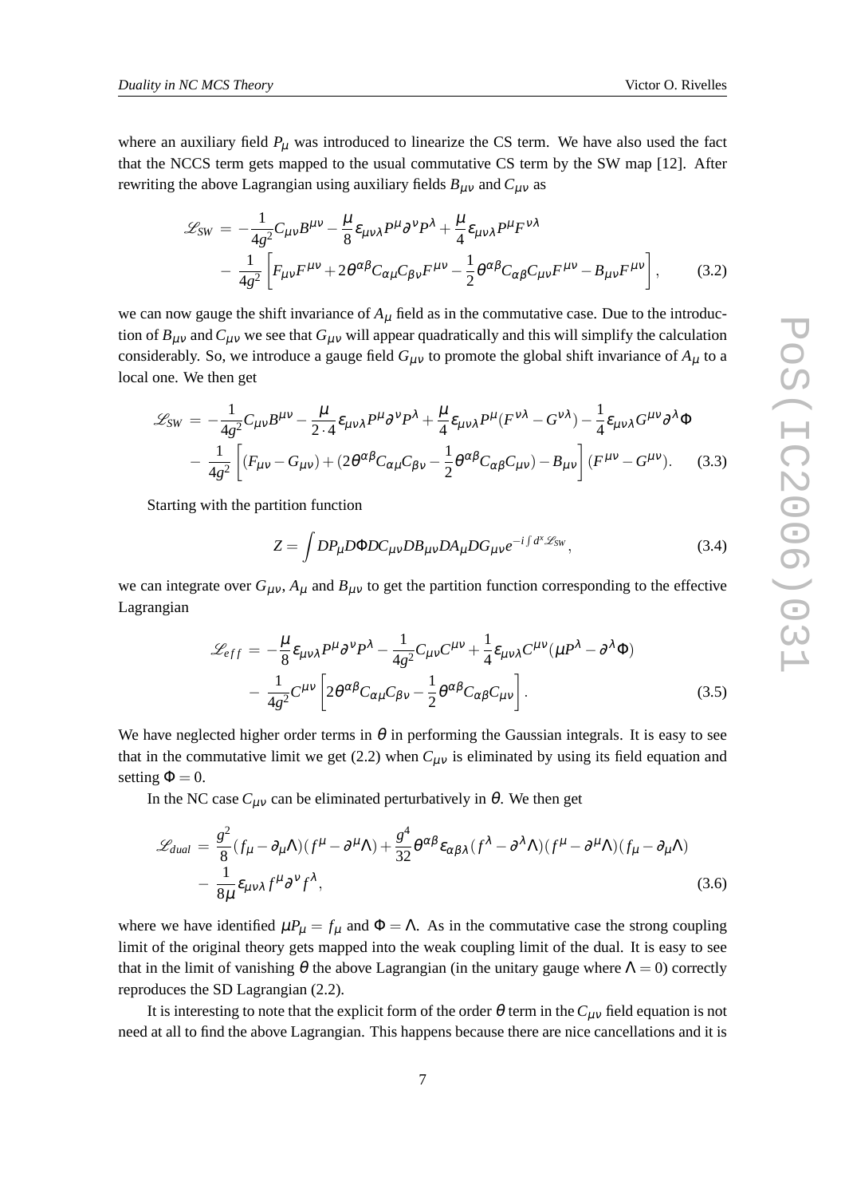where an auxiliary field $P_\mu$ was introduced to linearize the CS term. We have also used the fact that the NCCS term gets mapped to the usual commutative CS term by the SW map [12]. After rewriting the above Lagrangian using auxiliary fields $B_{\mu\nu}$ and $C_{\mu\nu}$ as

$$
\begin{aligned}
\mathscr{L}_{SW} &= -\frac{1}{4g^2} C_{\mu\nu} B^{\mu\nu} - \frac{\mu}{8} \varepsilon_{\mu\nu\lambda} P^\mu \partial^\nu P^\lambda + \frac{\mu}{4} \varepsilon_{\mu\nu\lambda} P^\mu F^{\nu\lambda} \\
&- \frac{1}{4g^2} \left[ F_{\mu\nu} F^{\mu\nu} + 2\theta^{\alpha\beta} C_{\alpha\mu} C_{\beta\nu} F^{\mu\nu} - \frac{1}{2} \theta^{\alpha\beta} C_{\alpha\beta} C_{\mu\nu} F^{\mu\nu} - B_{\mu\nu} F^{\mu\nu} \right], \qquad (3.2)
\end{aligned}
$$

we can now gauge the shift invariance of $A_\mu$ field as in the commutative case. Due to the introduction of $B_{\mu\nu}$ and $C_{\mu\nu}$ we see that $G_{\mu\nu}$ will appear quadratically and this will simplify the calculation considerably. So, we introduce a gauge field $G_{\mu\nu}$ to promote the global shift invariance of $A_\mu$ to a local one. We then get

$$
\begin{aligned}
\mathscr{L}_{SW} &= -\frac{1}{4g^2} C_{\mu\nu} B^{\mu\nu} - \frac{\mu}{2\cdot 4} \varepsilon_{\mu\nu\lambda} P^\mu \partial^\nu P^\lambda + \frac{\mu}{4} \varepsilon_{\mu\nu\lambda} P^\mu (F^{\nu\lambda} - G^{\nu\lambda}) - \frac{1}{4} \varepsilon_{\mu\nu\lambda} G^{\mu\nu} \partial^\lambda \Phi \\
&- \frac{1}{4g^2} \left[ (F_{\mu\nu} - G_{\mu\nu}) + (2\theta^{\alpha\beta} C_{\alpha\mu} C_{\beta\nu} - \frac{1}{2} \theta^{\alpha\beta} C_{\alpha\beta} C_{\mu\nu}) - B_{\mu\nu} \right] (F^{\mu\nu} - G^{\mu\nu}). \qquad (3.3)
\end{aligned}
$$

Starting with the partition function

$$
Z = \int DP_\mu D\Phi DC_{\mu\nu} DB_{\mu\nu} DA_\mu DG_{\mu\nu} e^{-i \int d^x \mathscr{L}_{SW}}, \qquad (3.4)
$$

we can integrate over $G_{\mu\nu}$, $A_\mu$ and $B_{\mu\nu}$ to get the partition function corresponding to the effective Lagrangian

$$
\begin{aligned}
\mathscr{L}_{eff} &= -\frac{\mu}{8} \varepsilon_{\mu\nu\lambda} P^\mu \partial^\nu P^\lambda - \frac{1}{4g^2} C_{\mu\nu} C^{\mu\nu} + \frac{1}{4} \varepsilon_{\mu\nu\lambda} C^{\mu\nu} (\mu P^\lambda - \partial^\lambda \Phi) \\
&- \frac{1}{4g^2} C^{\mu\nu} \left[ 2\theta^{\alpha\beta} C_{\alpha\mu} C_{\beta\nu} - \frac{1}{2} \theta^{\alpha\beta} C_{\alpha\beta} C_{\mu\nu} \right]. \qquad (3.5)
\end{aligned}
$$

We have neglected higher order terms in $\theta$ in performing the Gaussian integrals. It is easy to see that in the commutative limit we get (2.2) when $C_{\mu\nu}$ is eliminated by using its field equation and setting $\Phi = 0$.

In the NC case $C_{\mu\nu}$ can be eliminated perturbatively in $\theta$. We then get

$$
\begin{aligned}
\mathscr{L}_{dual} &= \frac{g^2}{8} (f_\mu - \partial_\mu \Lambda)(f^\mu - \partial^\mu \Lambda) + \frac{g^4}{32} \theta^{\alpha\beta} \varepsilon_{\alpha\beta\lambda} (f^\lambda - \partial^\lambda \Lambda)(f^\mu - \partial^\mu \Lambda)(f_\mu - \partial_\mu \Lambda) \\
&- \frac{1}{8\mu} \varepsilon_{\mu\nu\lambda} f^\mu \partial^\nu f^\lambda, \qquad (3.6)
\end{aligned}
$$

where we have identified $\mu P_\mu = f_\mu$ and $\Phi = \Lambda$. As in the commutative case the strong coupling limit of the original theory gets mapped into the weak coupling limit of the dual. It is easy to see that in the limit of vanishing $\theta$ the above Lagrangian (in the unitary gauge where $\Lambda = 0$) correctly reproduces the SD Lagrangian (2.2).

It is interesting to note that the explicit form of the order $\theta$ term in the $C_{\mu\nu}$ field equation is not need at all to find the above Lagrangian. This happens because there are nice cancellations and it is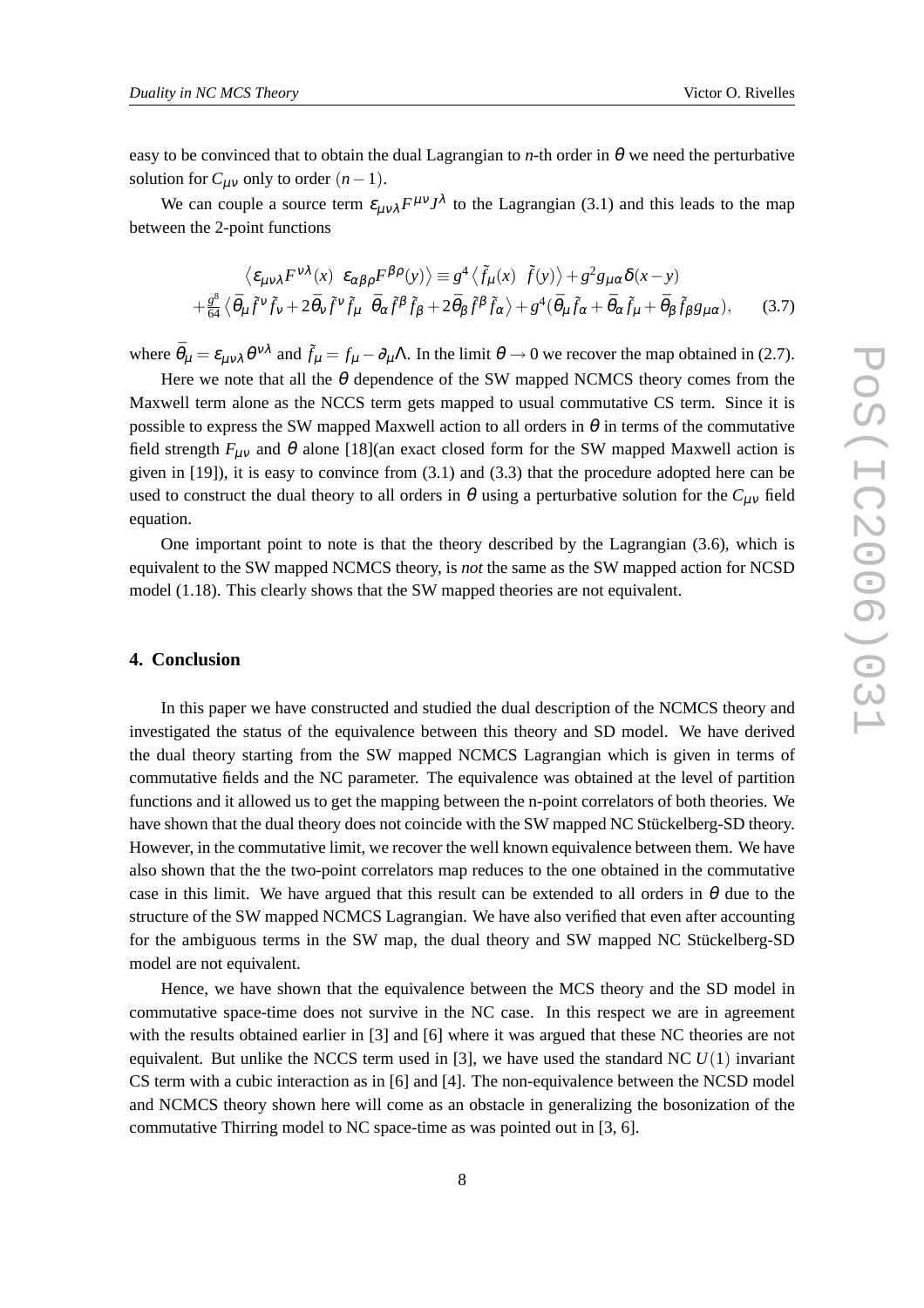easy to be convinced that to obtain the dual Lagrangian to $n$-th order in $\theta$ we need the perturbative solution for $C_{\mu\nu}$ only to order $(n-1)$.

We can couple a source term $\varepsilon_{\mu\nu\lambda}F^{\mu\nu}J^{\lambda}$ to the Lagrangian (3.1) and this leads to the map between the 2-point functions

$$
\begin{aligned}
&\left\langle \varepsilon_{\mu\nu\lambda}F^{\nu\lambda}(x)\;\; \varepsilon_{\alpha\beta\rho}F^{\beta\rho}(y)\right\rangle \equiv g^4\left\langle \tilde{f}_{\mu}(x)\;\; \tilde{f}(y)\right\rangle + g^2 g_{\mu\alpha}\delta(x-y) \\
&+\tfrac{g^8}{64}\left\langle \bar{\theta}_{\mu}\tilde{f}^{\nu}\tilde{f}_{\nu} + 2\bar{\theta}_{\nu}\tilde{f}^{\nu}\tilde{f}_{\mu}\;\; \bar{\theta}_{\alpha}\tilde{f}^{\beta}\tilde{f}_{\beta} + 2\bar{\theta}_{\beta}\tilde{f}^{\beta}\tilde{f}_{\alpha}\right\rangle + g^4(\bar{\theta}_{\mu}\tilde{f}_{\alpha} + \bar{\theta}_{\alpha}\tilde{f}_{\mu} + \bar{\theta}_{\beta}\tilde{f}_{\beta}g_{\mu\alpha}),
\end{aligned}
\tag{3.7}
$$

where $\bar{\theta}_{\mu} = \varepsilon_{\mu\nu\lambda}\theta^{\nu\lambda}$ and $\tilde{f}_{\mu} = f_{\mu} - \partial_{\mu}\Lambda$. In the limit $\theta \to 0$ we recover the map obtained in (2.7).

Here we note that all the $\theta$ dependence of the SW mapped NCMCS theory comes from the Maxwell term alone as the NCCS term gets mapped to usual commutative CS term. Since it is possible to express the SW mapped Maxwell action to all orders in $\theta$ in terms of the commutative field strength $F_{\mu\nu}$ and $\theta$ alone [18](an exact closed form for the SW mapped Maxwell action is given in [19]), it is easy to convince from (3.1) and (3.3) that the procedure adopted here can be used to construct the dual theory to all orders in $\theta$ using a perturbative solution for the $C_{\mu\nu}$ field equation.

One important point to note is that the theory described by the Lagrangian (3.6), which is equivalent to the SW mapped NCMCS theory, is *not* the same as the SW mapped action for NCSD model (1.18). This clearly shows that the SW mapped theories are not equivalent.

## 4. Conclusion

In this paper we have constructed and studied the dual description of the NCMCS theory and investigated the status of the equivalence between this theory and SD model. We have derived the dual theory starting from the SW mapped NCMCS Lagrangian which is given in terms of commutative fields and the NC parameter. The equivalence was obtained at the level of partition functions and it allowed us to get the mapping between the n-point correlators of both theories. We have shown that the dual theory does not coincide with the SW mapped NC Stückelberg-SD theory. However, in the commutative limit, we recover the well known equivalence between them. We have also shown that the the two-point correlators map reduces to the one obtained in the commutative case in this limit. We have argued that this result can be extended to all orders in $\theta$ due to the structure of the SW mapped NCMCS Lagrangian. We have also verified that even after accounting for the ambiguous terms in the SW map, the dual theory and SW mapped NC Stückelberg-SD model are not equivalent.

Hence, we have shown that the equivalence between the MCS theory and the SD model in commutative space-time does not survive in the NC case. In this respect we are in agreement with the results obtained earlier in [3] and [6] where it was argued that these NC theories are not equivalent. But unlike the NCCS term used in [3], we have used the standard NC $U(1)$ invariant CS term with a cubic interaction as in [6] and [4]. The non-equivalence between the NCSD model and NCMCS theory shown here will come as an obstacle in generalizing the bosonization of the commutative Thirring model to NC space-time as was pointed out in [3, 6].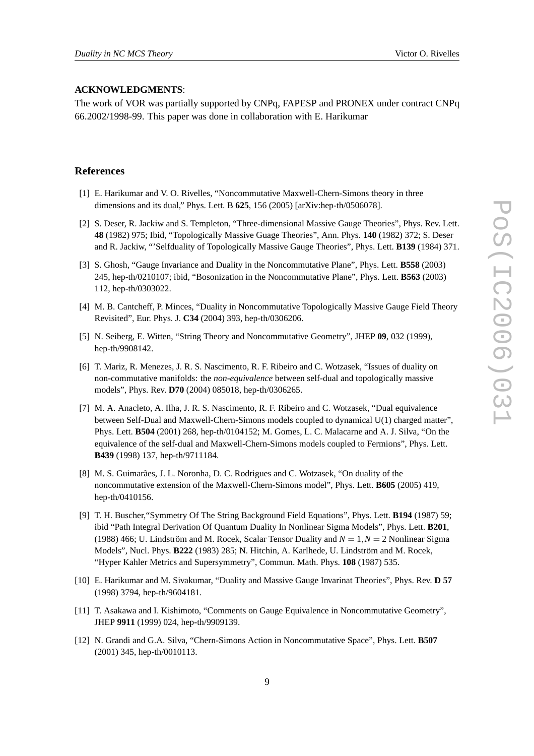**ACKNOWLEDGMENTS**:

The work of VOR was partially supported by CNPq, FAPESP and PRONEX under contract CNPq 66.2002/1998-99. This paper was done in collaboration with E. Harikumar

## References

[1] E. Harikumar and V. O. Rivelles, "Noncommutative Maxwell-Chern-Simons theory in three dimensions and its dual," Phys. Lett. B **625**, 156 (2005) [arXiv:hep-th/0506078].

[2] S. Deser, R. Jackiw and S. Templeton, "Three-dimensional Massive Gauge Theories", Phys. Rev. Lett. **48** (1982) 975; Ibid, "Topologically Massive Guage Theories", Ann. Phys. **140** (1982) 372; S. Deser and R. Jackiw, "'Selfduality of Topologically Massive Gauge Theories", Phys. Lett. **B139** (1984) 371.

[3] S. Ghosh, "Gauge Invariance and Duality in the Noncommutative Plane", Phys. Lett. **B558** (2003) 245, hep-th/0210107; ibid, "Bosonization in the Noncommutative Plane", Phys. Lett. **B563** (2003) 112, hep-th/0303022.

[4] M. B. Cantcheff, P. Minces, "Duality in Noncommutative Topologically Massive Gauge Field Theory Revisited", Eur. Phys. J. **C34** (2004) 393, hep-th/0306206.

[5] N. Seiberg, E. Witten, "String Theory and Noncommutative Geometry", JHEP **09**, 032 (1999), hep-th/9908142.

[6] T. Mariz, R. Menezes, J. R. S. Nascimento, R. F. Ribeiro and C. Wotzasek, "Issues of duality on non-commutative manifolds: the *non-equivalence* between self-dual and topologically massive models", Phys. Rev. **D70** (2004) 085018, hep-th/0306265.

[7] M. A. Anacleto, A. Ilha, J. R. S. Nascimento, R. F. Ribeiro and C. Wotzasek, "Dual equivalence between Self-Dual and Maxwell-Chern-Simons models coupled to dynamical U(1) charged matter", Phys. Lett. **B504** (2001) 268, hep-th/0104152; M. Gomes, L. C. Malacarne and A. J. Silva, "On the equivalence of the self-dual and Maxwell-Chern-Simons models coupled to Fermions", Phys. Lett. **B439** (1998) 137, hep-th/9711184.

[8] M. S. Guimarães, J. L. Noronha, D. C. Rodrigues and C. Wotzasek, "On duality of the noncommutative extension of the Maxwell-Chern-Simons model", Phys. Lett. **B605** (2005) 419, hep-th/0410156.

[9] T. H. Buscher,"Symmetry Of The String Background Field Equations", Phys. Lett. **B194** (1987) 59; ibid "Path Integral Derivation Of Quantum Duality In Nonlinear Sigma Models", Phys. Lett. **B201**, (1988) 466; U. Lindström and M. Rocek, Scalar Tensor Duality and $N=1, N=2$ Nonlinear Sigma Models", Nucl. Phys. **B222** (1983) 285; N. Hitchin, A. Karlhede, U. Lindström and M. Rocek, "Hyper Kahler Metrics and Supersymmetry", Commun. Math. Phys. **108** (1987) 535.

[10] E. Harikumar and M. Sivakumar, "Duality and Massive Gauge Invarinat Theories", Phys. Rev. **D 57** (1998) 3794, hep-th/9604181.

[11] T. Asakawa and I. Kishimoto, "Comments on Gauge Equivalence in Noncommutative Geometry", JHEP **9911** (1999) 024, hep-th/9909139.

[12] N. Grandi and G.A. Silva, "Chern-Simons Action in Noncommutative Space", Phys. Lett. **B507** (2001) 345, hep-th/0010113.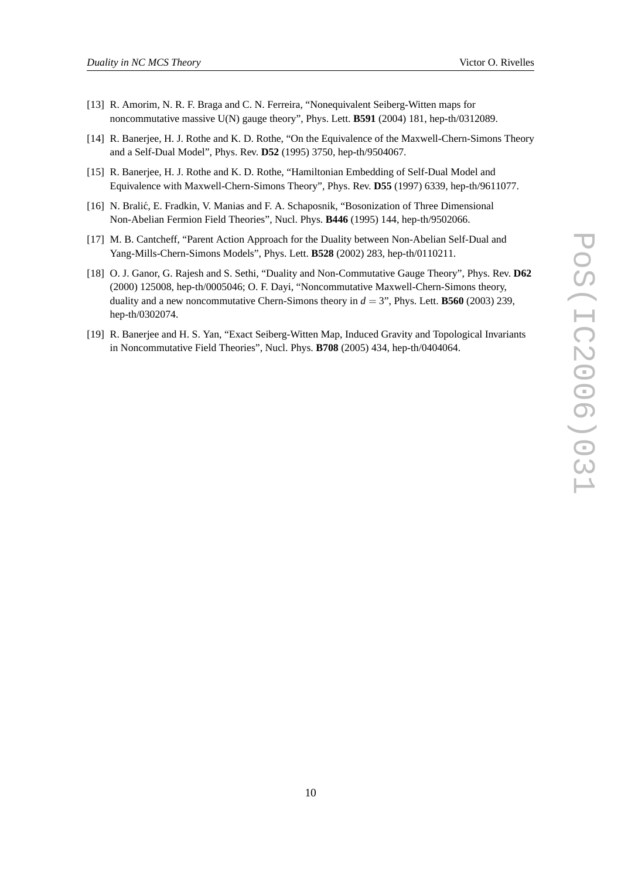[13] R. Amorim, N. R. F. Braga and C. N. Ferreira, "Nonequivalent Seiberg-Witten maps for noncommutative massive U(N) gauge theory", Phys. Lett. **B591** (2004) 181, hep-th/0312089.

[14] R. Banerjee, H. J. Rothe and K. D. Rothe, "On the Equivalence of the Maxwell-Chern-Simons Theory and a Self-Dual Model", Phys. Rev. **D52** (1995) 3750, hep-th/9504067.

[15] R. Banerjee, H. J. Rothe and K. D. Rothe, "Hamiltonian Embedding of Self-Dual Model and Equivalence with Maxwell-Chern-Simons Theory", Phys. Rev. **D55** (1997) 6339, hep-th/9611077.

[16] N. Bralić, E. Fradkin, V. Manias and F. A. Schaposnik, "Bosonization of Three Dimensional Non-Abelian Fermion Field Theories", Nucl. Phys. **B446** (1995) 144, hep-th/9502066.

[17] M. B. Cantcheff, "Parent Action Approach for the Duality between Non-Abelian Self-Dual and Yang-Mills-Chern-Simons Models", Phys. Lett. **B528** (2002) 283, hep-th/0110211.

[18] O. J. Ganor, G. Rajesh and S. Sethi, "Duality and Non-Commutative Gauge Theory", Phys. Rev. **D62** (2000) 125008, hep-th/0005046; O. F. Dayi, "Noncommutative Maxwell-Chern-Simons theory, duality and a new noncommutative Chern-Simons theory in $d = 3$", Phys. Lett. **B560** (2003) 239, hep-th/0302074.

[19] R. Banerjee and H. S. Yan, "Exact Seiberg-Witten Map, Induced Gravity and Topological Invariants in Noncommutative Field Theories", Nucl. Phys. **B708** (2005) 434, hep-th/0404064.